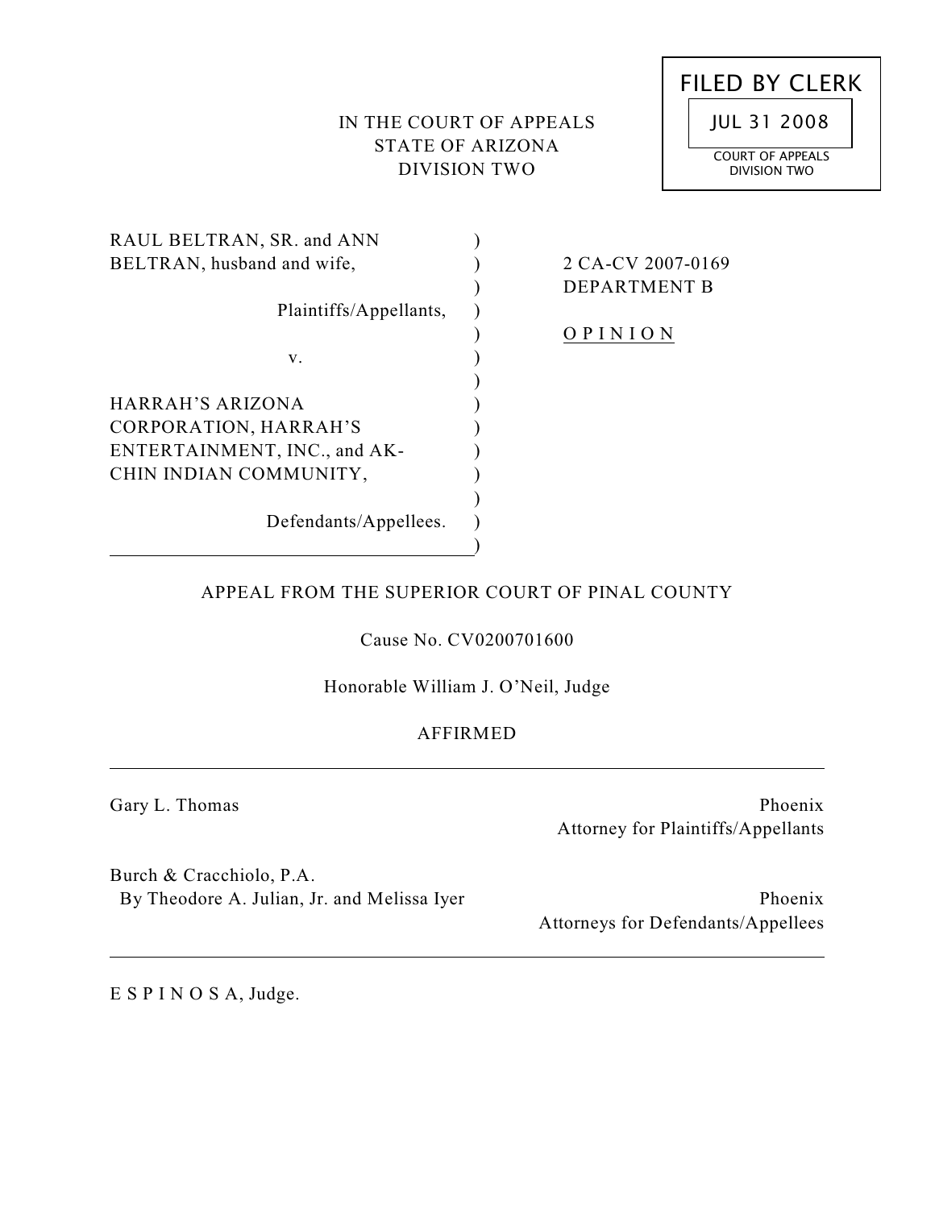FILED BY CLERK

JUL 31 2008

COURT OF APPEALS
DIVISION TWO

IN THE COURT OF APPEALS
STATE OF ARIZONA
DIVISION TWO

RAUL BELTRAN, SR. and ANN BELTRAN, husband and wife,

Plaintiffs/Appellants,

v.

HARRAH'S ARIZONA CORPORATION, HARRAH'S ENTERTAINMENT, INC., and AK-CHIN INDIAN COMMUNITY,

Defendants/Appellees.

2 CA-CV 2007-0169
DEPARTMENT B

OPINION

APPEAL FROM THE SUPERIOR COURT OF PINAL COUNTY

Cause No. CV0200701600

Honorable William J. O'Neil, Judge

AFFIRMED

---

Gary L. Thomas — Phoenix
Attorney for Plaintiffs/Appellants

Burch & Cracchiolo, P.A.
By Theodore A. Julian, Jr. and Melissa Iyer — Phoenix
Attorneys for Defendants/Appellees

---

E S P I N O S A, Judge.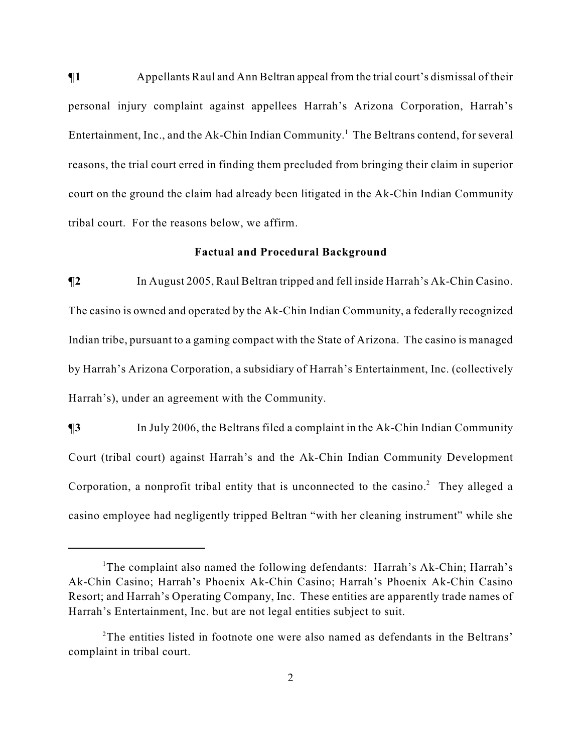**¶1** Appellants Raul and Ann Beltran appeal from the trial court's dismissal of their personal injury complaint against appellees Harrah's Arizona Corporation, Harrah's Entertainment, Inc., and the Ak-Chin Indian Community.[1] The Beltrans contend, for several reasons, the trial court erred in finding them precluded from bringing their claim in superior court on the ground the claim had already been litigated in the Ak-Chin Indian Community tribal court. For the reasons below, we affirm.

## Factual and Procedural Background

**¶2** In August 2005, Raul Beltran tripped and fell inside Harrah's Ak-Chin Casino. The casino is owned and operated by the Ak-Chin Indian Community, a federally recognized Indian tribe, pursuant to a gaming compact with the State of Arizona. The casino is managed by Harrah's Arizona Corporation, a subsidiary of Harrah's Entertainment, Inc. (collectively Harrah's), under an agreement with the Community.

**¶3** In July 2006, the Beltrans filed a complaint in the Ak-Chin Indian Community Court (tribal court) against Harrah's and the Ak-Chin Indian Community Development Corporation, a nonprofit tribal entity that is unconnected to the casino.[2] They alleged a casino employee had negligently tripped Beltran "with her cleaning instrument" while she

---

[1] The complaint also named the following defendants: Harrah's Ak-Chin; Harrah's Ak-Chin Casino; Harrah's Phoenix Ak-Chin Casino; Harrah's Phoenix Ak-Chin Casino Resort; and Harrah's Operating Company, Inc. These entities are apparently trade names of Harrah's Entertainment, Inc. but are not legal entities subject to suit.

[2] The entities listed in footnote one were also named as defendants in the Beltrans' complaint in tribal court.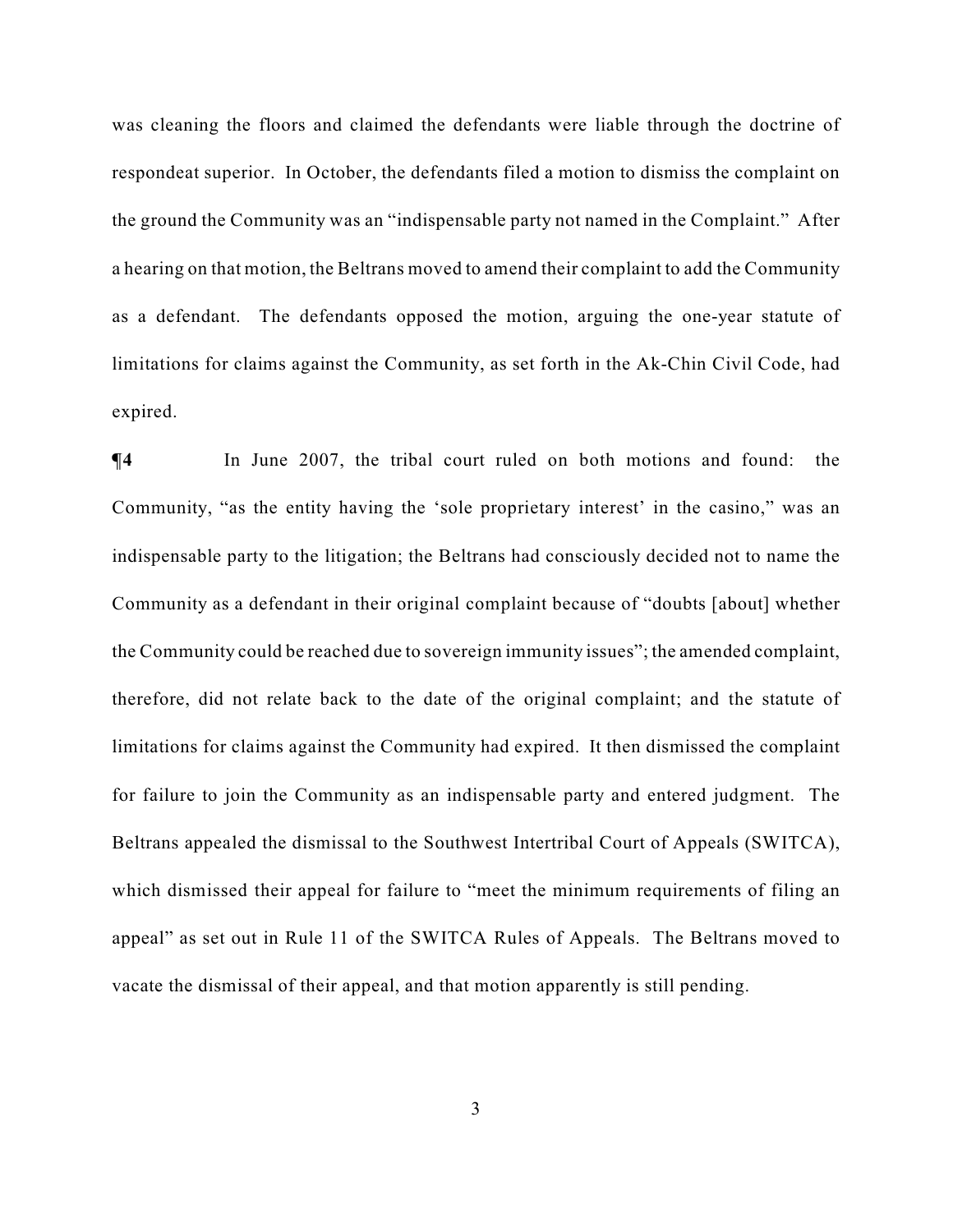was cleaning the floors and claimed the defendants were liable through the doctrine of respondeat superior. In October, the defendants filed a motion to dismiss the complaint on the ground the Community was an "indispensable party not named in the Complaint." After a hearing on that motion, the Beltrans moved to amend their complaint to add the Community as a defendant. The defendants opposed the motion, arguing the one-year statute of limitations for claims against the Community, as set forth in the Ak-Chin Civil Code, had expired.

**¶4** In June 2007, the tribal court ruled on both motions and found: the Community, "as the entity having the 'sole proprietary interest' in the casino," was an indispensable party to the litigation; the Beltrans had consciously decided not to name the Community as a defendant in their original complaint because of "doubts [about] whether the Community could be reached due to sovereign immunity issues"; the amended complaint, therefore, did not relate back to the date of the original complaint; and the statute of limitations for claims against the Community had expired. It then dismissed the complaint for failure to join the Community as an indispensable party and entered judgment. The Beltrans appealed the dismissal to the Southwest Intertribal Court of Appeals (SWITCA), which dismissed their appeal for failure to "meet the minimum requirements of filing an appeal" as set out in Rule 11 of the SWITCA Rules of Appeals. The Beltrans moved to vacate the dismissal of their appeal, and that motion apparently is still pending.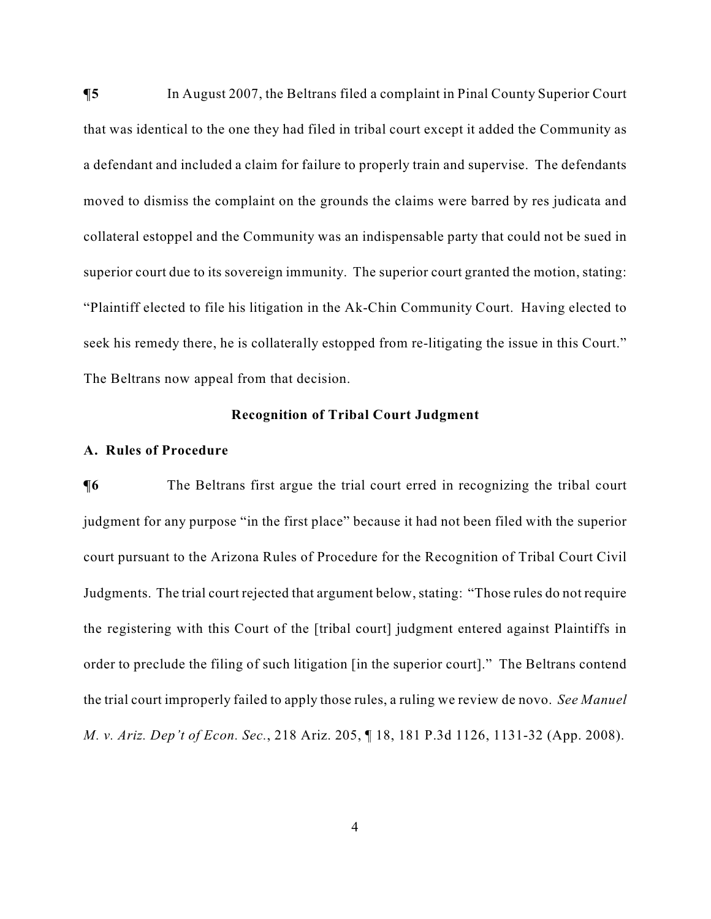**¶5** In August 2007, the Beltrans filed a complaint in Pinal County Superior Court that was identical to the one they had filed in tribal court except it added the Community as a defendant and included a claim for failure to properly train and supervise. The defendants moved to dismiss the complaint on the grounds the claims were barred by res judicata and collateral estoppel and the Community was an indispensable party that could not be sued in superior court due to its sovereign immunity. The superior court granted the motion, stating: "Plaintiff elected to file his litigation in the Ak-Chin Community Court. Having elected to seek his remedy there, he is collaterally estopped from re-litigating the issue in this Court." The Beltrans now appeal from that decision.

### Recognition of Tribal Court Judgment

#### A. Rules of Procedure

**¶6** The Beltrans first argue the trial court erred in recognizing the tribal court judgment for any purpose "in the first place" because it had not been filed with the superior court pursuant to the Arizona Rules of Procedure for the Recognition of Tribal Court Civil Judgments. The trial court rejected that argument below, stating: "Those rules do not require the registering with this Court of the [tribal court] judgment entered against Plaintiffs in order to preclude the filing of such litigation [in the superior court]." The Beltrans contend the trial court improperly failed to apply those rules, a ruling we review de novo. *See Manuel M. v. Ariz. Dep't of Econ. Sec.*, 218 Ariz. 205, ¶ 18, 181 P.3d 1126, 1131-32 (App. 2008).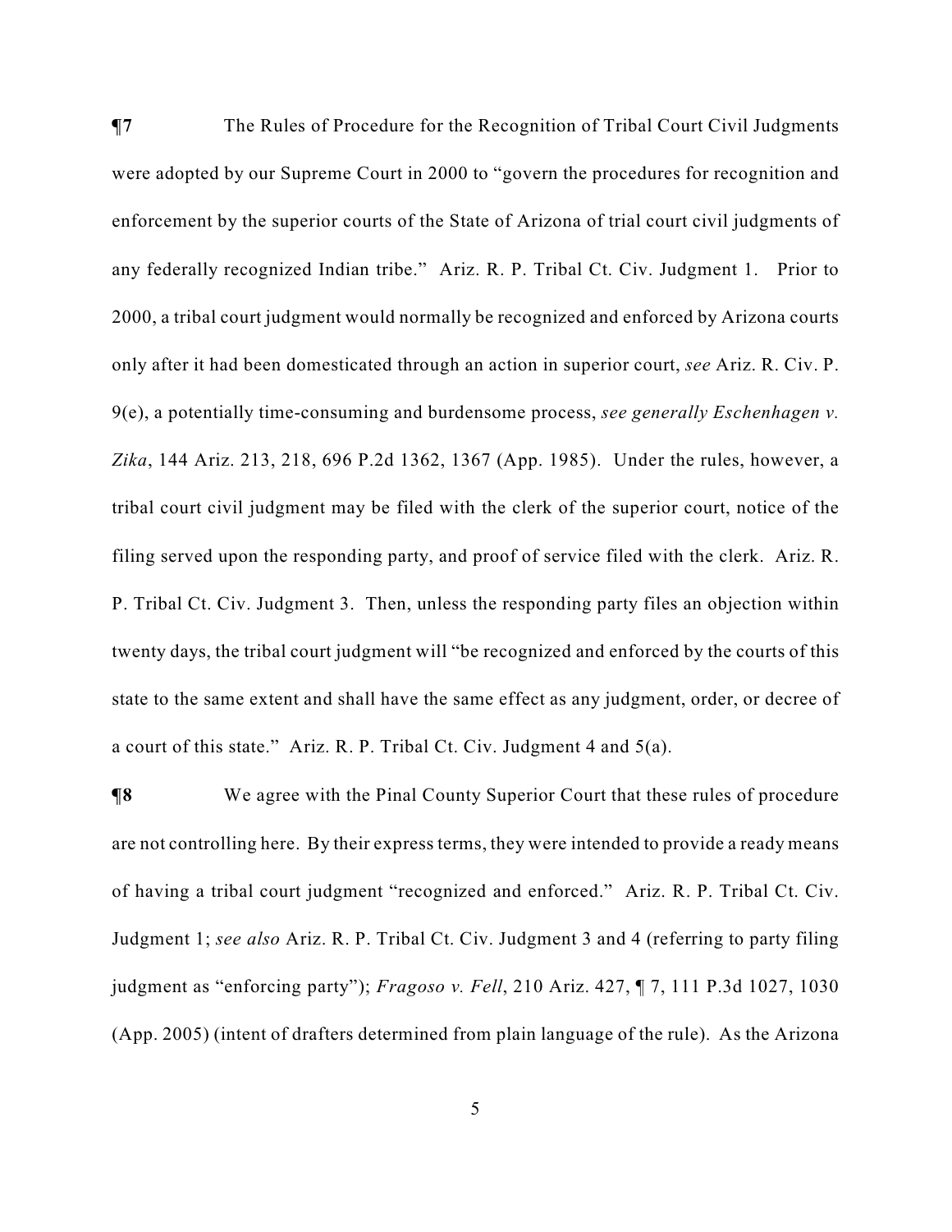**¶7** The Rules of Procedure for the Recognition of Tribal Court Civil Judgments were adopted by our Supreme Court in 2000 to "govern the procedures for recognition and enforcement by the superior courts of the State of Arizona of trial court civil judgments of any federally recognized Indian tribe." Ariz. R. P. Tribal Ct. Civ. Judgment 1. Prior to 2000, a tribal court judgment would normally be recognized and enforced by Arizona courts only after it had been domesticated through an action in superior court, *see* Ariz. R. Civ. P. 9(e), a potentially time-consuming and burdensome process, *see generally Eschenhagen v. Zika*, 144 Ariz. 213, 218, 696 P.2d 1362, 1367 (App. 1985). Under the rules, however, a tribal court civil judgment may be filed with the clerk of the superior court, notice of the filing served upon the responding party, and proof of service filed with the clerk. Ariz. R. P. Tribal Ct. Civ. Judgment 3. Then, unless the responding party files an objection within twenty days, the tribal court judgment will "be recognized and enforced by the courts of this state to the same extent and shall have the same effect as any judgment, order, or decree of a court of this state." Ariz. R. P. Tribal Ct. Civ. Judgment 4 and 5(a).

**¶8** We agree with the Pinal County Superior Court that these rules of procedure are not controlling here. By their express terms, they were intended to provide a ready means of having a tribal court judgment "recognized and enforced." Ariz. R. P. Tribal Ct. Civ. Judgment 1; *see also* Ariz. R. P. Tribal Ct. Civ. Judgment 3 and 4 (referring to party filing judgment as "enforcing party"); *Fragoso v. Fell*, 210 Ariz. 427, ¶ 7, 111 P.3d 1027, 1030 (App. 2005) (intent of drafters determined from plain language of the rule). As the Arizona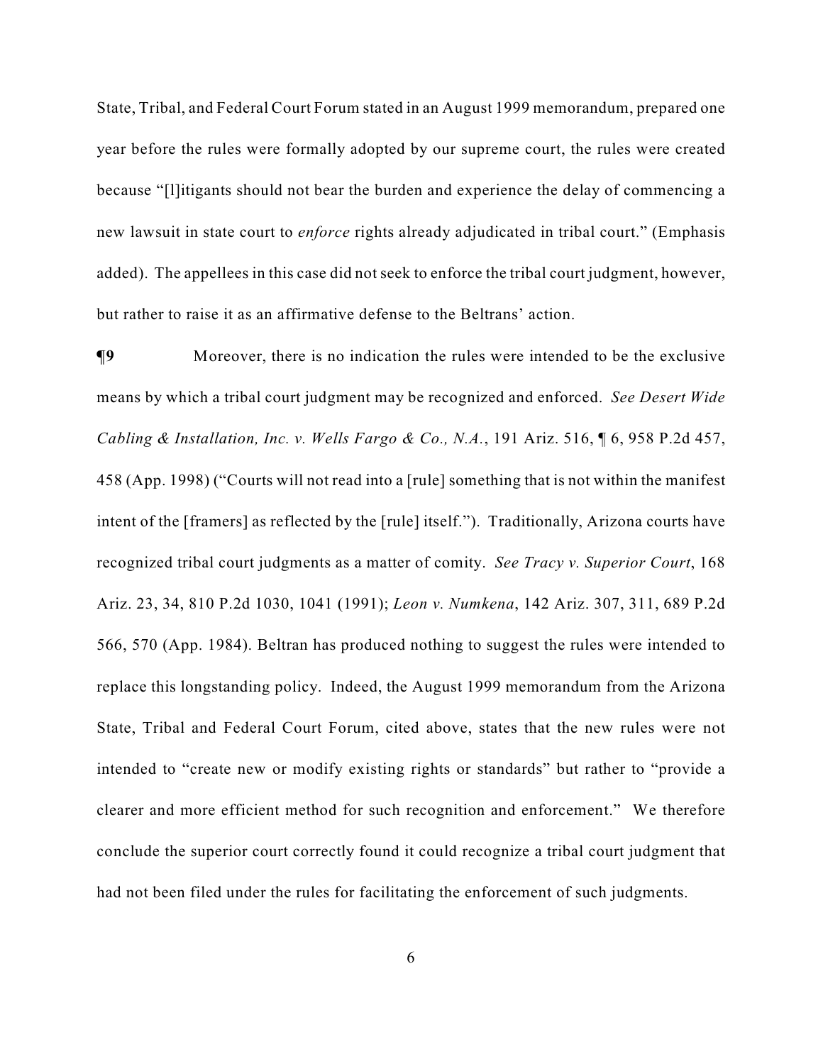State, Tribal, and Federal Court Forum stated in an August 1999 memorandum, prepared one year before the rules were formally adopted by our supreme court, the rules were created because "[l]itigants should not bear the burden and experience the delay of commencing a new lawsuit in state court to *enforce* rights already adjudicated in tribal court." (Emphasis added). The appellees in this case did not seek to enforce the tribal court judgment, however, but rather to raise it as an affirmative defense to the Beltrans' action.

**¶9** Moreover, there is no indication the rules were intended to be the exclusive means by which a tribal court judgment may be recognized and enforced. *See Desert Wide Cabling & Installation, Inc. v. Wells Fargo & Co., N.A.*, 191 Ariz. 516, ¶ 6, 958 P.2d 457, 458 (App. 1998) ("Courts will not read into a [rule] something that is not within the manifest intent of the [framers] as reflected by the [rule] itself."). Traditionally, Arizona courts have recognized tribal court judgments as a matter of comity. *See Tracy v. Superior Court*, 168 Ariz. 23, 34, 810 P.2d 1030, 1041 (1991); *Leon v. Numkena*, 142 Ariz. 307, 311, 689 P.2d 566, 570 (App. 1984). Beltran has produced nothing to suggest the rules were intended to replace this longstanding policy. Indeed, the August 1999 memorandum from the Arizona State, Tribal and Federal Court Forum, cited above, states that the new rules were not intended to "create new or modify existing rights or standards" but rather to "provide a clearer and more efficient method for such recognition and enforcement." We therefore conclude the superior court correctly found it could recognize a tribal court judgment that had not been filed under the rules for facilitating the enforcement of such judgments.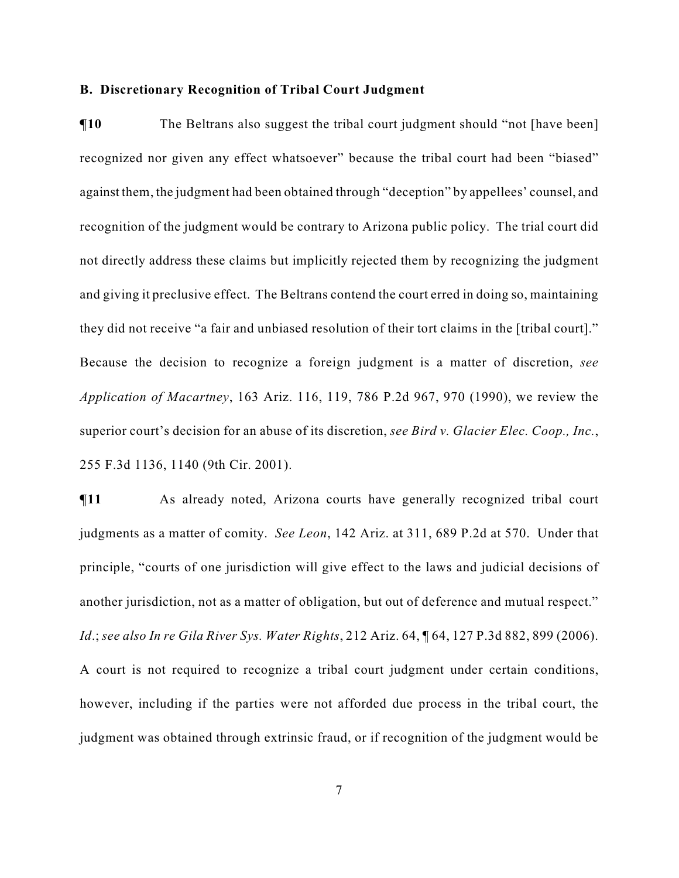**B. Discretionary Recognition of Tribal Court Judgment**

**¶10** The Beltrans also suggest the tribal court judgment should "not [have been] recognized nor given any effect whatsoever" because the tribal court had been "biased" against them, the judgment had been obtained through "deception" by appellees' counsel, and recognition of the judgment would be contrary to Arizona public policy. The trial court did not directly address these claims but implicitly rejected them by recognizing the judgment and giving it preclusive effect. The Beltrans contend the court erred in doing so, maintaining they did not receive "a fair and unbiased resolution of their tort claims in the [tribal court]." Because the decision to recognize a foreign judgment is a matter of discretion, *see Application of Macartney*, 163 Ariz. 116, 119, 786 P.2d 967, 970 (1990), we review the superior court's decision for an abuse of its discretion, *see Bird v. Glacier Elec. Coop., Inc.*, 255 F.3d 1136, 1140 (9th Cir. 2001).

**¶11** As already noted, Arizona courts have generally recognized tribal court judgments as a matter of comity. *See Leon*, 142 Ariz. at 311, 689 P.2d at 570. Under that principle, "courts of one jurisdiction will give effect to the laws and judicial decisions of another jurisdiction, not as a matter of obligation, but out of deference and mutual respect." *Id.*; *see also In re Gila River Sys. Water Rights*, 212 Ariz. 64, ¶ 64, 127 P.3d 882, 899 (2006). A court is not required to recognize a tribal court judgment under certain conditions, however, including if the parties were not afforded due process in the tribal court, the judgment was obtained through extrinsic fraud, or if recognition of the judgment would be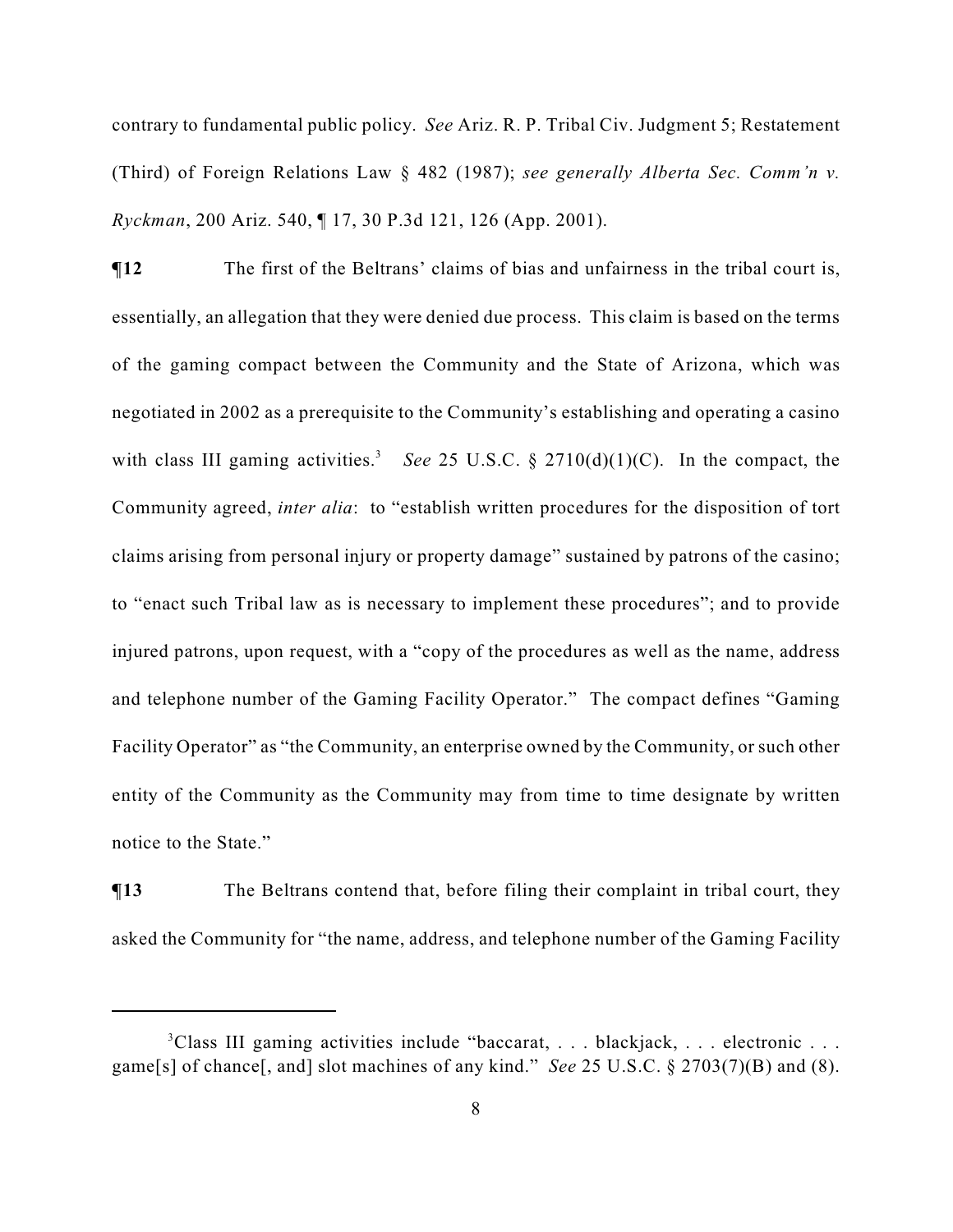contrary to fundamental public policy. *See* Ariz. R. P. Tribal Civ. Judgment 5; Restatement (Third) of Foreign Relations Law § 482 (1987); *see generally Alberta Sec. Comm'n v. Ryckman*, 200 Ariz. 540, ¶ 17, 30 P.3d 121, 126 (App. 2001).

**¶12** The first of the Beltrans' claims of bias and unfairness in the tribal court is, essentially, an allegation that they were denied due process. This claim is based on the terms of the gaming compact between the Community and the State of Arizona, which was negotiated in 2002 as a prerequisite to the Community's establishing and operating a casino with class III gaming activities.[3] *See* 25 U.S.C. § 2710(d)(1)(C). In the compact, the Community agreed, *inter alia*: to "establish written procedures for the disposition of tort claims arising from personal injury or property damage" sustained by patrons of the casino; to "enact such Tribal law as is necessary to implement these procedures"; and to provide injured patrons, upon request, with a "copy of the procedures as well as the name, address and telephone number of the Gaming Facility Operator." The compact defines "Gaming Facility Operator" as "the Community, an enterprise owned by the Community, or such other entity of the Community as the Community may from time to time designate by written notice to the State."

**¶13** The Beltrans contend that, before filing their complaint in tribal court, they asked the Community for "the name, address, and telephone number of the Gaming Facility

---

[3] Class III gaming activities include "baccarat, . . . blackjack, . . . electronic . . . game[s] of chance[, and] slot machines of any kind." *See* 25 U.S.C. § 2703(7)(B) and (8).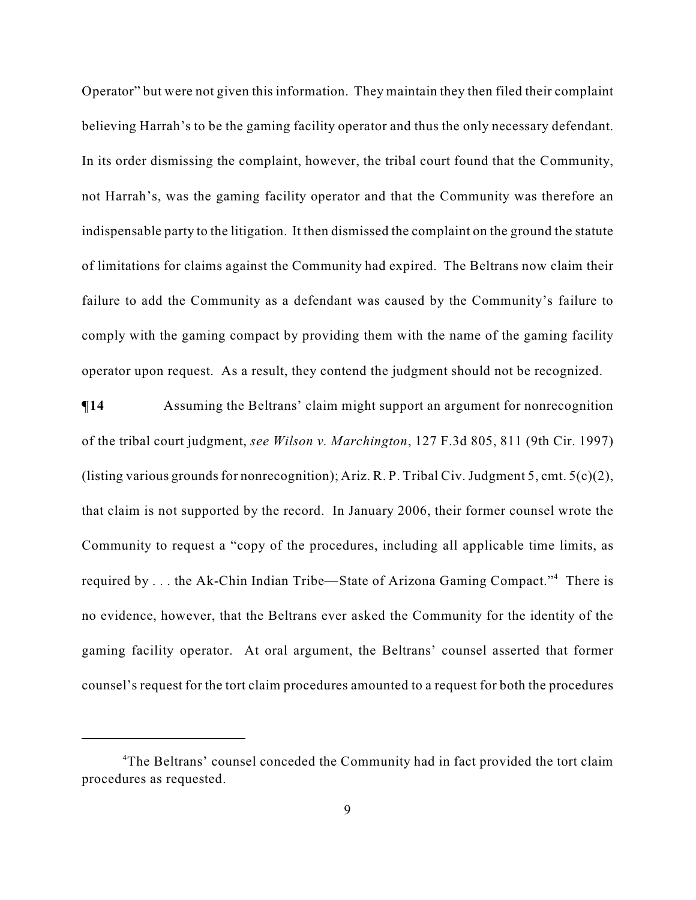Operator" but were not given this information. They maintain they then filed their complaint believing Harrah's to be the gaming facility operator and thus the only necessary defendant. In its order dismissing the complaint, however, the tribal court found that the Community, not Harrah's, was the gaming facility operator and that the Community was therefore an indispensable party to the litigation. It then dismissed the complaint on the ground the statute of limitations for claims against the Community had expired. The Beltrans now claim their failure to add the Community as a defendant was caused by the Community's failure to comply with the gaming compact by providing them with the name of the gaming facility operator upon request. As a result, they contend the judgment should not be recognized.

**¶14** Assuming the Beltrans' claim might support an argument for nonrecognition of the tribal court judgment, *see Wilson v. Marchington*, 127 F.3d 805, 811 (9th Cir. 1997) (listing various grounds for nonrecognition); Ariz. R. P. Tribal Civ. Judgment 5, cmt. 5(c)(2), that claim is not supported by the record. In January 2006, their former counsel wrote the Community to request a "copy of the procedures, including all applicable time limits, as required by . . . the Ak-Chin Indian Tribe—State of Arizona Gaming Compact."[4] There is no evidence, however, that the Beltrans ever asked the Community for the identity of the gaming facility operator. At oral argument, the Beltrans' counsel asserted that former counsel's request for the tort claim procedures amounted to a request for both the procedures

[4]The Beltrans' counsel conceded the Community had in fact provided the tort claim procedures as requested.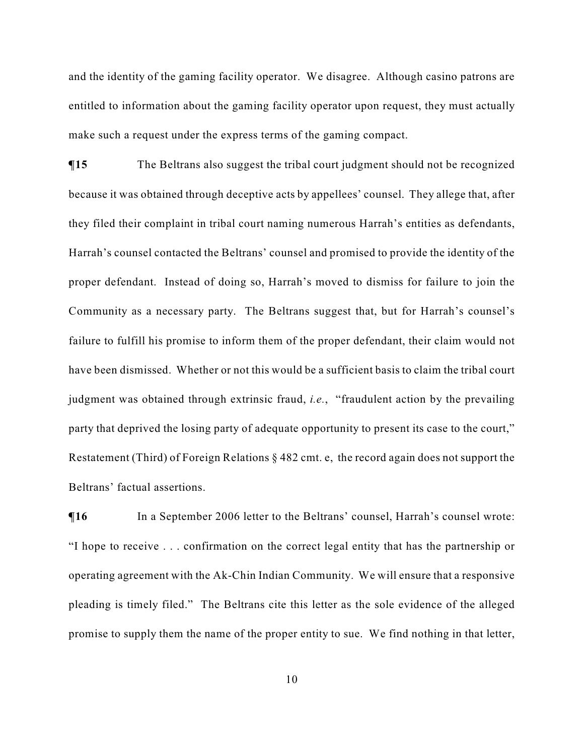and the identity of the gaming facility operator. We disagree. Although casino patrons are entitled to information about the gaming facility operator upon request, they must actually make such a request under the express terms of the gaming compact.

**¶15** The Beltrans also suggest the tribal court judgment should not be recognized because it was obtained through deceptive acts by appellees' counsel. They allege that, after they filed their complaint in tribal court naming numerous Harrah's entities as defendants, Harrah's counsel contacted the Beltrans' counsel and promised to provide the identity of the proper defendant. Instead of doing so, Harrah's moved to dismiss for failure to join the Community as a necessary party. The Beltrans suggest that, but for Harrah's counsel's failure to fulfill his promise to inform them of the proper defendant, their claim would not have been dismissed. Whether or not this would be a sufficient basis to claim the tribal court judgment was obtained through extrinsic fraud, *i.e.*, "fraudulent action by the prevailing party that deprived the losing party of adequate opportunity to present its case to the court," Restatement (Third) of Foreign Relations § 482 cmt. e, the record again does not support the Beltrans' factual assertions.

**¶16** In a September 2006 letter to the Beltrans' counsel, Harrah's counsel wrote: "I hope to receive . . . confirmation on the correct legal entity that has the partnership or operating agreement with the Ak-Chin Indian Community. We will ensure that a responsive pleading is timely filed." The Beltrans cite this letter as the sole evidence of the alleged promise to supply them the name of the proper entity to sue. We find nothing in that letter,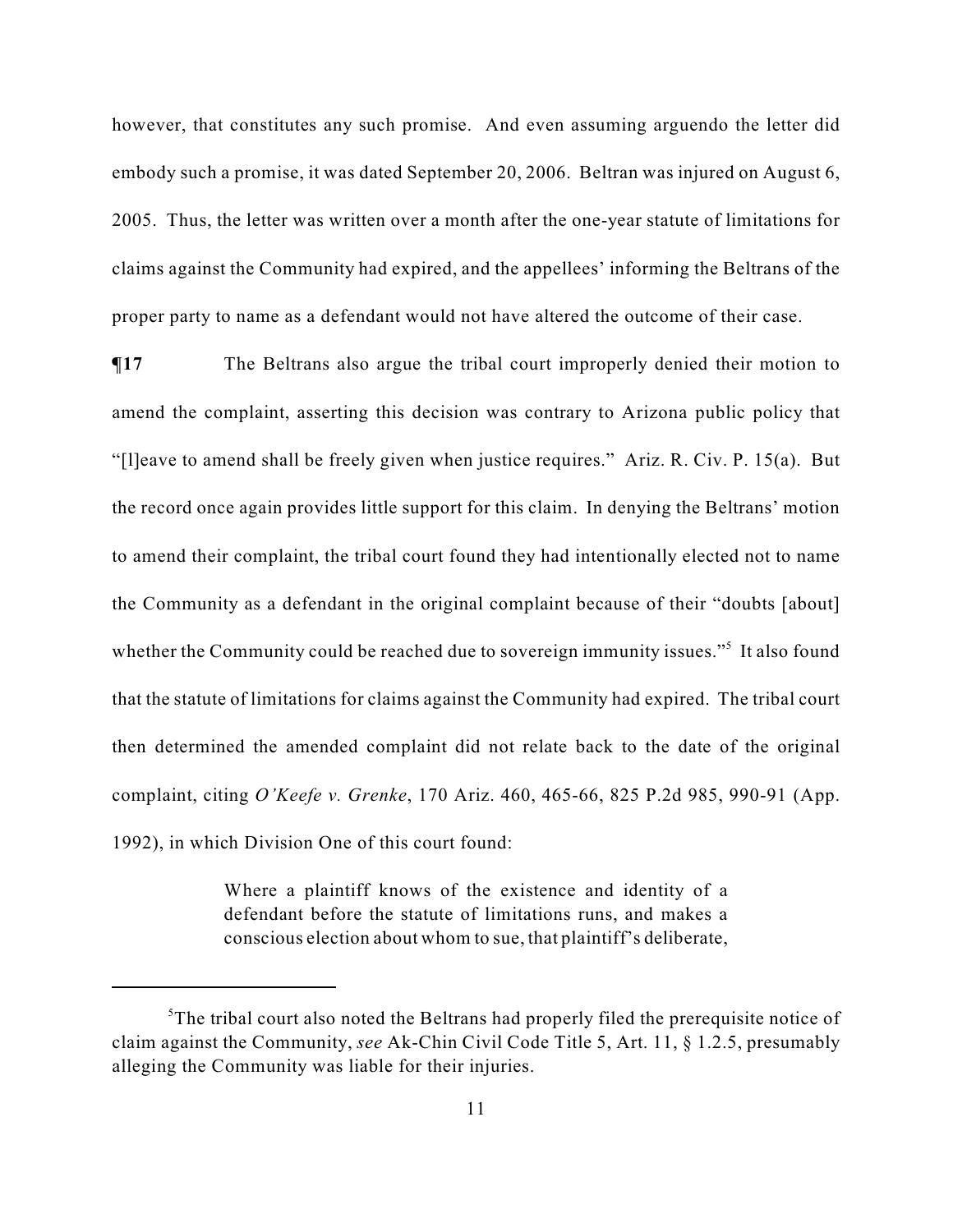however, that constitutes any such promise. And even assuming arguendo the letter did embody such a promise, it was dated September 20, 2006. Beltran was injured on August 6, 2005. Thus, the letter was written over a month after the one-year statute of limitations for claims against the Community had expired, and the appellees' informing the Beltrans of the proper party to name as a defendant would not have altered the outcome of their case.

**¶17** The Beltrans also argue the tribal court improperly denied their motion to amend the complaint, asserting this decision was contrary to Arizona public policy that "[l]eave to amend shall be freely given when justice requires." Ariz. R. Civ. P. 15(a). But the record once again provides little support for this claim. In denying the Beltrans' motion to amend their complaint, the tribal court found they had intentionally elected not to name the Community as a defendant in the original complaint because of their "doubts [about] whether the Community could be reached due to sovereign immunity issues."[5] It also found that the statute of limitations for claims against the Community had expired. The tribal court then determined the amended complaint did not relate back to the date of the original complaint, citing *O'Keefe v. Grenke*, 170 Ariz. 460, 465-66, 825 P.2d 985, 990-91 (App. 1992), in which Division One of this court found:

> Where a plaintiff knows of the existence and identity of a defendant before the statute of limitations runs, and makes a conscious election about whom to sue, that plaintiff's deliberate,

[5] The tribal court also noted the Beltrans had properly filed the prerequisite notice of claim against the Community, *see* Ak-Chin Civil Code Title 5, Art. 11, § 1.2.5, presumably alleging the Community was liable for their injuries.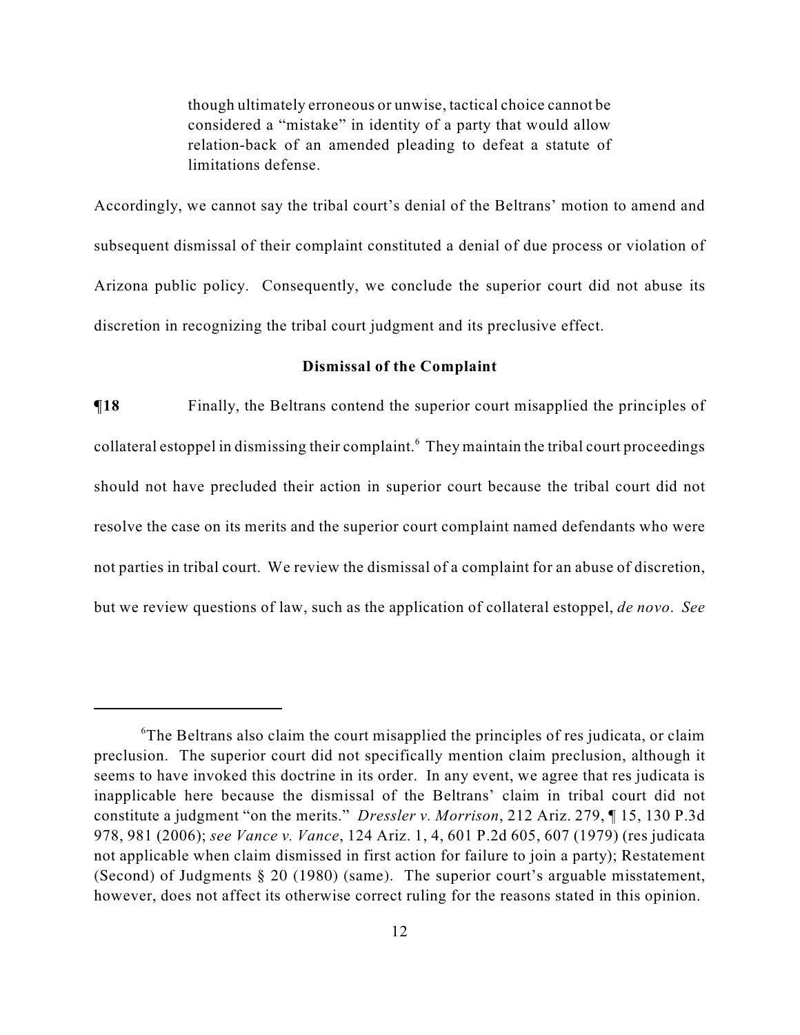> though ultimately erroneous or unwise, tactical choice cannot be considered a "mistake" in identity of a party that would allow relation-back of an amended pleading to defeat a statute of limitations defense.

Accordingly, we cannot say the tribal court's denial of the Beltrans' motion to amend and subsequent dismissal of their complaint constituted a denial of due process or violation of Arizona public policy. Consequently, we conclude the superior court did not abuse its discretion in recognizing the tribal court judgment and its preclusive effect.

### Dismissal of the Complaint

**¶18** Finally, the Beltrans contend the superior court misapplied the principles of collateral estoppel in dismissing their complaint.[6] They maintain the tribal court proceedings should not have precluded their action in superior court because the tribal court did not resolve the case on its merits and the superior court complaint named defendants who were not parties in tribal court. We review the dismissal of a complaint for an abuse of discretion, but we review questions of law, such as the application of collateral estoppel, *de novo*. *See*

---

[6]The Beltrans also claim the court misapplied the principles of res judicata, or claim preclusion. The superior court did not specifically mention claim preclusion, although it seems to have invoked this doctrine in its order. In any event, we agree that res judicata is inapplicable here because the dismissal of the Beltrans' claim in tribal court did not constitute a judgment "on the merits." *Dressler v. Morrison*, 212 Ariz. 279, ¶ 15, 130 P.3d 978, 981 (2006); *see Vance v. Vance*, 124 Ariz. 1, 4, 601 P.2d 605, 607 (1979) (res judicata not applicable when claim dismissed in first action for failure to join a party); Restatement (Second) of Judgments § 20 (1980) (same). The superior court's arguable misstatement, however, does not affect its otherwise correct ruling for the reasons stated in this opinion.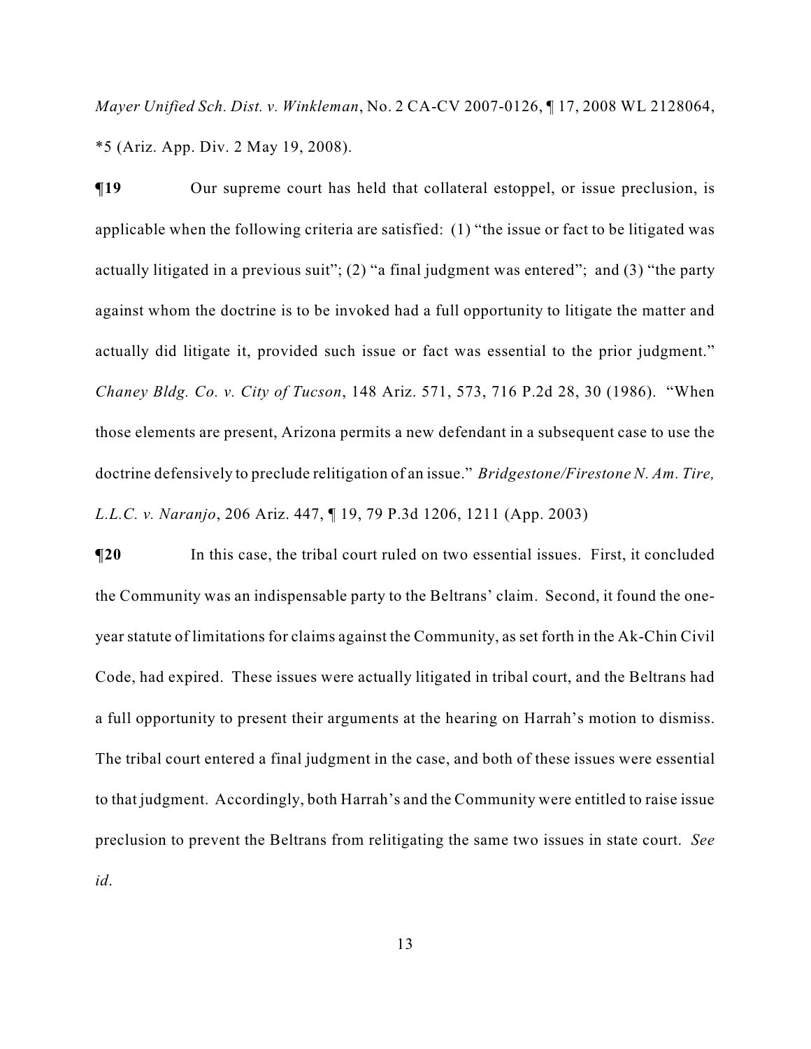*Mayer Unified Sch. Dist. v. Winkleman*, No. 2 CA-CV 2007-0126, ¶ 17, 2008 WL 2128064, *5 (Ariz. App. Div. 2 May 19, 2008).

**¶19** Our supreme court has held that collateral estoppel, or issue preclusion, is applicable when the following criteria are satisfied: (1) "the issue or fact to be litigated was actually litigated in a previous suit"; (2) "a final judgment was entered"; and (3) "the party against whom the doctrine is to be invoked had a full opportunity to litigate the matter and actually did litigate it, provided such issue or fact was essential to the prior judgment." *Chaney Bldg. Co. v. City of Tucson*, 148 Ariz. 571, 573, 716 P.2d 28, 30 (1986). "When those elements are present, Arizona permits a new defendant in a subsequent case to use the doctrine defensively to preclude relitigation of an issue." *Bridgestone/Firestone N. Am. Tire, L.L.C. v. Naranjo*, 206 Ariz. 447, ¶ 19, 79 P.3d 1206, 1211 (App. 2003)

**¶20** In this case, the tribal court ruled on two essential issues. First, it concluded the Community was an indispensable party to the Beltrans' claim. Second, it found the one-year statute of limitations for claims against the Community, as set forth in the Ak-Chin Civil Code, had expired. These issues were actually litigated in tribal court, and the Beltrans had a full opportunity to present their arguments at the hearing on Harrah's motion to dismiss. The tribal court entered a final judgment in the case, and both of these issues were essential to that judgment. Accordingly, both Harrah's and the Community were entitled to raise issue preclusion to prevent the Beltrans from relitigating the same two issues in state court. *See id*.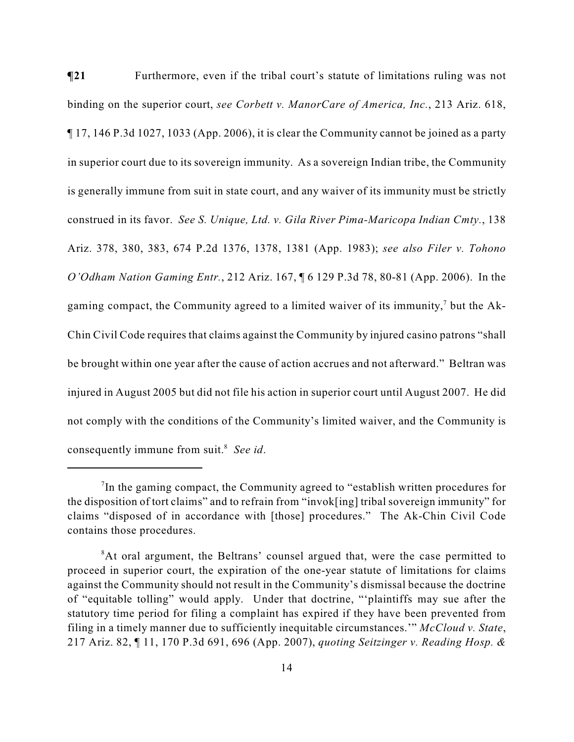**¶21** Furthermore, even if the tribal court's statute of limitations ruling was not binding on the superior court, *see Corbett v. ManorCare of America, Inc.*, 213 Ariz. 618, ¶ 17, 146 P.3d 1027, 1033 (App. 2006), it is clear the Community cannot be joined as a party in superior court due to its sovereign immunity. As a sovereign Indian tribe, the Community is generally immune from suit in state court, and any waiver of its immunity must be strictly construed in its favor. *See S. Unique, Ltd. v. Gila River Pima-Maricopa Indian Cmty.*, 138 Ariz. 378, 380, 383, 674 P.2d 1376, 1378, 1381 (App. 1983); *see also Filer v. Tohono O'Odham Nation Gaming Entr.*, 212 Ariz. 167, ¶ 6 129 P.3d 78, 80-81 (App. 2006). In the gaming compact, the Community agreed to a limited waiver of its immunity,[7] but the Ak-Chin Civil Code requires that claims against the Community by injured casino patrons "shall be brought within one year after the cause of action accrues and not afterward." Beltran was injured in August 2005 but did not file his action in superior court until August 2007. He did not comply with the conditions of the Community's limited waiver, and the Community is consequently immune from suit.[8] *See id*.

---

[7]In the gaming compact, the Community agreed to "establish written procedures for the disposition of tort claims" and to refrain from "invok[ing] tribal sovereign immunity" for claims "disposed of in accordance with [those] procedures." The Ak-Chin Civil Code contains those procedures.

[8]At oral argument, the Beltrans' counsel argued that, were the case permitted to proceed in superior court, the expiration of the one-year statute of limitations for claims against the Community should not result in the Community's dismissal because the doctrine of "equitable tolling" would apply. Under that doctrine, "'plaintiffs may sue after the statutory time period for filing a complaint has expired if they have been prevented from filing in a timely manner due to sufficiently inequitable circumstances.'" *McCloud v. State*, 217 Ariz. 82, ¶ 11, 170 P.3d 691, 696 (App. 2007), *quoting Seitzinger v. Reading Hosp. &*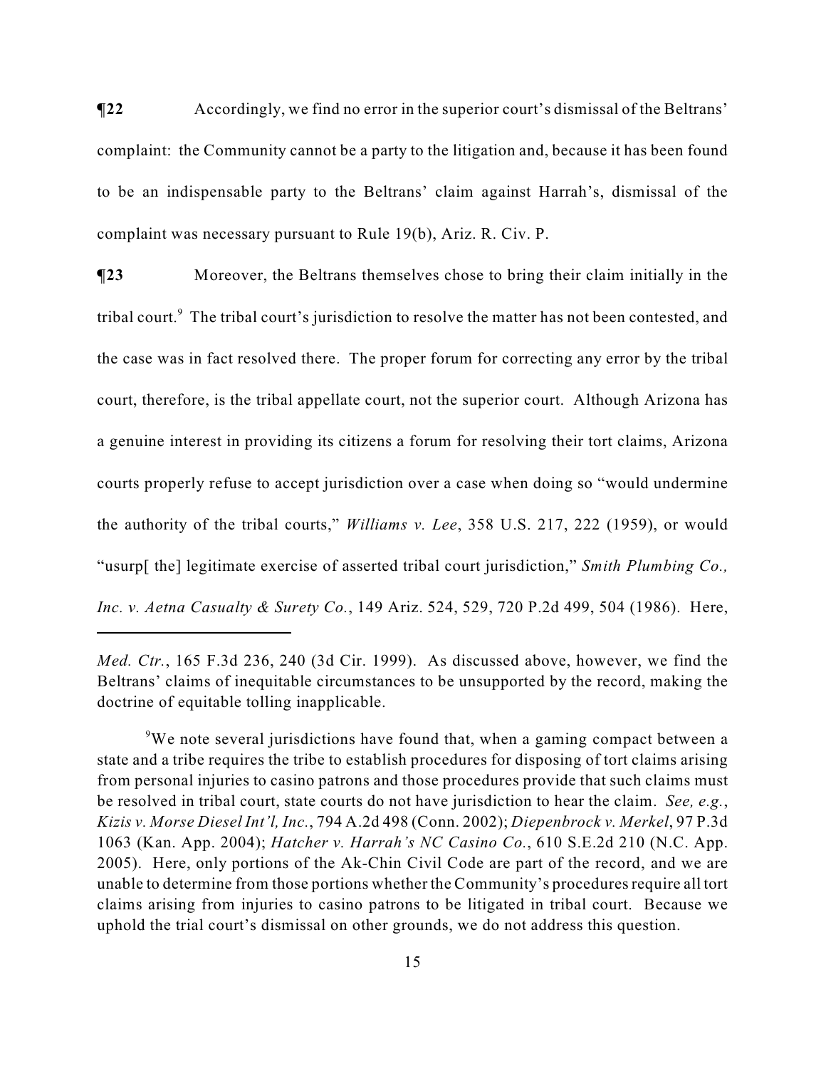**¶22** Accordingly, we find no error in the superior court's dismissal of the Beltrans' complaint: the Community cannot be a party to the litigation and, because it has been found to be an indispensable party to the Beltrans' claim against Harrah's, dismissal of the complaint was necessary pursuant to Rule 19(b), Ariz. R. Civ. P.

**¶23** Moreover, the Beltrans themselves chose to bring their claim initially in the tribal court.[9] The tribal court's jurisdiction to resolve the matter has not been contested, and the case was in fact resolved there. The proper forum for correcting any error by the tribal court, therefore, is the tribal appellate court, not the superior court. Although Arizona has a genuine interest in providing its citizens a forum for resolving their tort claims, Arizona courts properly refuse to accept jurisdiction over a case when doing so "would undermine the authority of the tribal courts," *Williams v. Lee*, 358 U.S. 217, 222 (1959), or would "usurp[ the] legitimate exercise of asserted tribal court jurisdiction," *Smith Plumbing Co., Inc. v. Aetna Casualty & Surety Co.*, 149 Ariz. 524, 529, 720 P.2d 499, 504 (1986). Here,

---

*Med. Ctr.*, 165 F.3d 236, 240 (3d Cir. 1999). As discussed above, however, we find the Beltrans' claims of inequitable circumstances to be unsupported by the record, making the doctrine of equitable tolling inapplicable.

[9] We note several jurisdictions have found that, when a gaming compact between a state and a tribe requires the tribe to establish procedures for disposing of tort claims arising from personal injuries to casino patrons and those procedures provide that such claims must be resolved in tribal court, state courts do not have jurisdiction to hear the claim. *See, e.g.*, *Kizis v. Morse Diesel Int'l, Inc.*, 794 A.2d 498 (Conn. 2002); *Diepenbrock v. Merkel*, 97 P.3d 1063 (Kan. App. 2004); *Hatcher v. Harrah's NC Casino Co.*, 610 S.E.2d 210 (N.C. App. 2005). Here, only portions of the Ak-Chin Civil Code are part of the record, and we are unable to determine from those portions whether the Community's procedures require all tort claims arising from injuries to casino patrons to be litigated in tribal court. Because we uphold the trial court's dismissal on other grounds, we do not address this question.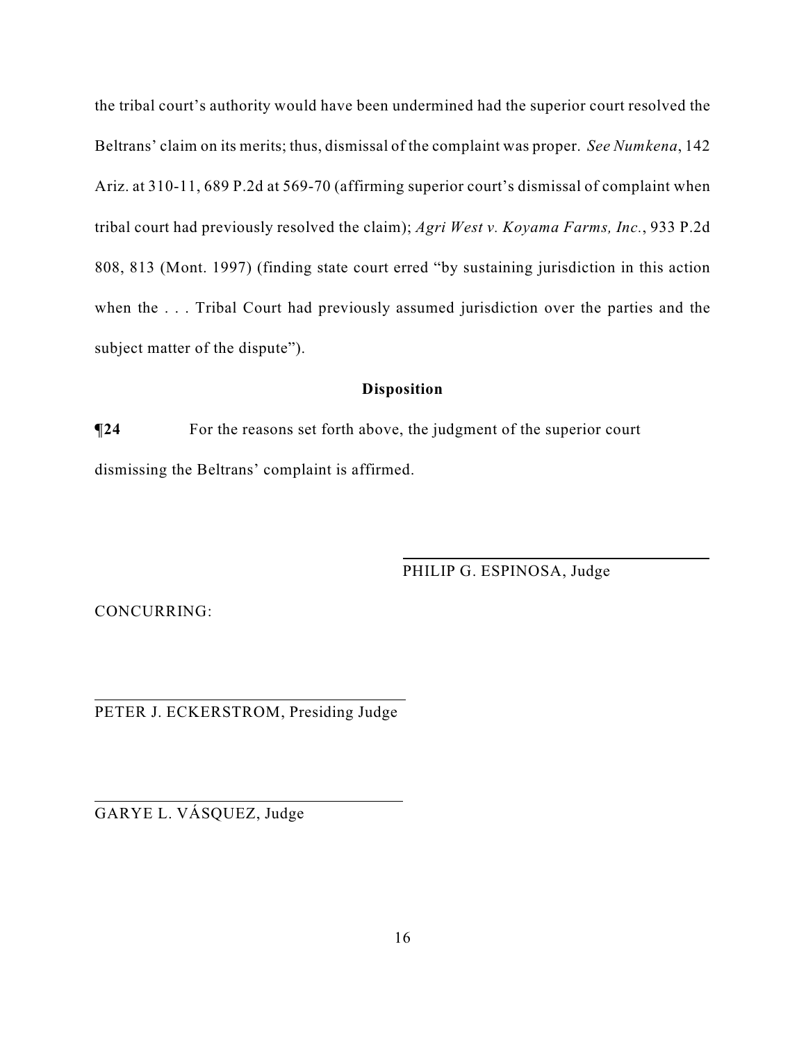the tribal court's authority would have been undermined had the superior court resolved the Beltrans' claim on its merits; thus, dismissal of the complaint was proper. *See Numkena*, 142 Ariz. at 310-11, 689 P.2d at 569-70 (affirming superior court's dismissal of complaint when tribal court had previously resolved the claim); *Agri West v. Koyama Farms, Inc.*, 933 P.2d 808, 813 (Mont. 1997) (finding state court erred "by sustaining jurisdiction in this action when the . . . Tribal Court had previously assumed jurisdiction over the parties and the subject matter of the dispute").

**Disposition**

**¶24** For the reasons set forth above, the judgment of the superior court dismissing the Beltrans' complaint is affirmed.

PHILIP G. ESPINOSA, Judge

CONCURRING:

PETER J. ECKERSTROM, Presiding Judge

GARYE L. VÁSQUEZ, Judge